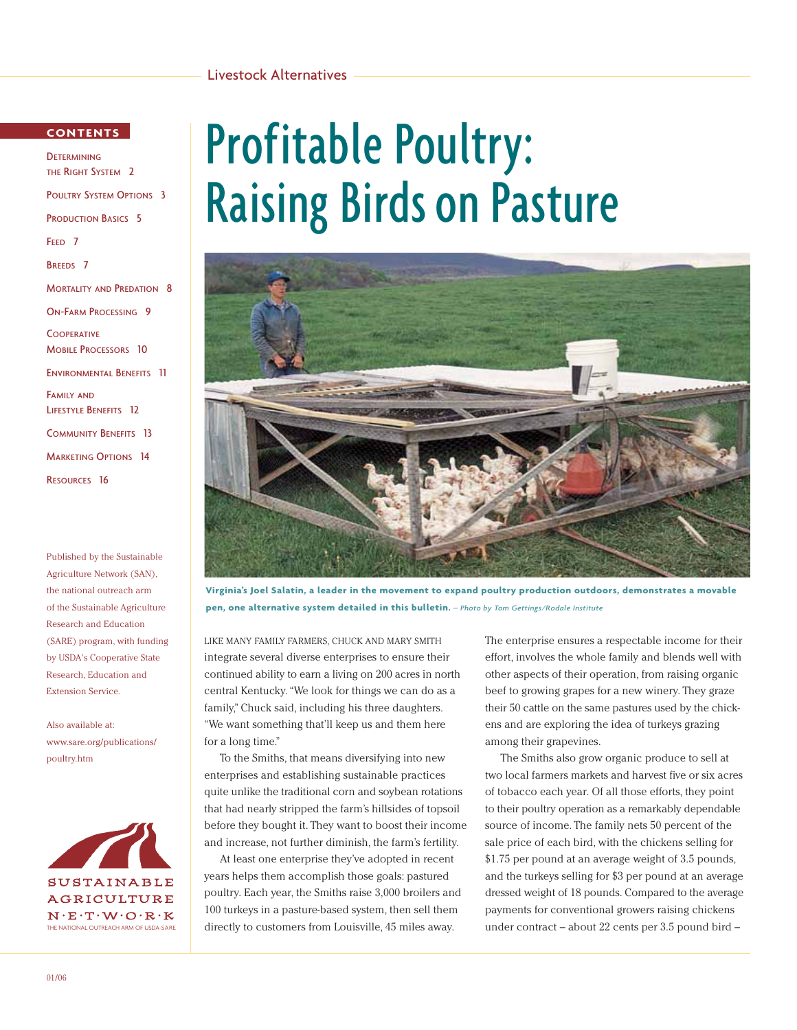Livestock Alternatives

# Profitable Poultry: Raising Birds on Pasture

**CONTENTS**

- Determining the Right System 2
- Poultry System Options 3
- Production Basics 5
- Feed 7
- Breeds 7
- Mortality and Predation 8
- On-Farm Processing 9
- Cooperative Mobile Processors 10
- Environmental Benefits 11
- Family and Lifestyle Benefits 12
- Community Benefits 13
- Marketing Options 14
- Resources 16

Published by the Sustainable Agriculture Network (SAN), the national outreach arm of the Sustainable Agriculture Research and Education (SARE) program, with funding by USDA's Cooperative State Research, Education and Extension Service.

Also available at: www.sare.org/publications/poultry.htm

SUSTAINABLE AGRICULTURE N·E·T·W·O·R·K
THE NATIONAL OUTREACH ARM OF USDA-SARE

**Virginia's Joel Salatin, a leader in the movement to expand poultry production outdoors, demonstrates a movable pen, one alternative system detailed in this bulletin.** – *Photo by Tom Gettings/Rodale Institute*

LIKE MANY FAMILY FARMERS, CHUCK AND MARY SMITH integrate several diverse enterprises to ensure their continued ability to earn a living on 200 acres in north central Kentucky. "We look for things we can do as a family," Chuck said, including his three daughters. "We want something that'll keep us and them here for a long time."

To the Smiths, that means diversifying into new enterprises and establishing sustainable practices quite unlike the traditional corn and soybean rotations that had nearly stripped the farm's hillsides of topsoil before they bought it. They want to boost their income and increase, not further diminish, the farm's fertility.

At least one enterprise they've adopted in recent years helps them accomplish those goals: pastured poultry. Each year, the Smiths raise 3,000 broilers and 100 turkeys in a pasture-based system, then sell them directly to customers from Louisville, 45 miles away.

The enterprise ensures a respectable income for their effort, involves the whole family and blends well with other aspects of their operation, from raising organic beef to growing grapes for a new winery. They graze their 50 cattle on the same pastures used by the chickens and are exploring the idea of turkeys grazing among their grapevines.

The Smiths also grow organic produce to sell at two local farmers markets and harvest five or six acres of tobacco each year. Of all those efforts, they point to their poultry operation as a remarkably dependable source of income. The family nets 50 percent of the sale price of each bird, with the chickens selling for $1.75 per pound at an average weight of 3.5 pounds, and the turkeys selling for $3 per pound at an average dressed weight of 18 pounds. Compared to the average payments for conventional growers raising chickens under contract – about 22 cents per 3.5 pound bird –

01/06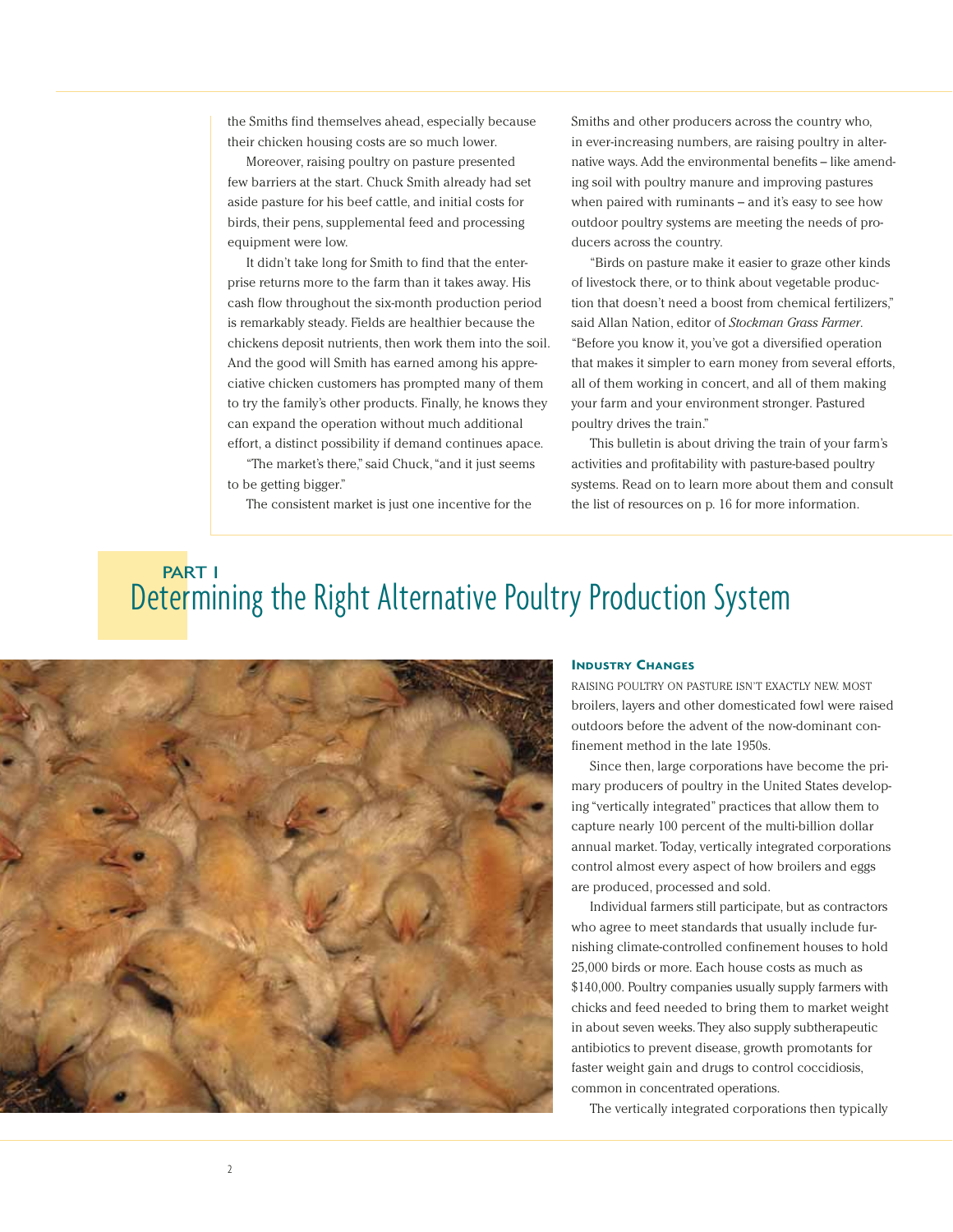the Smiths find themselves ahead, especially because their chicken housing costs are so much lower.

Moreover, raising poultry on pasture presented few barriers at the start. Chuck Smith already had set aside pasture for his beef cattle, and initial costs for birds, their pens, supplemental feed and processing equipment were low.

It didn't take long for Smith to find that the enterprise returns more to the farm than it takes away. His cash flow throughout the six-month production period is remarkably steady. Fields are healthier because the chickens deposit nutrients, then work them into the soil. And the good will Smith has earned among his appreciative chicken customers has prompted many of them to try the family's other products. Finally, he knows they can expand the operation without much additional effort, a distinct possibility if demand continues apace.

"The market's there," said Chuck, "and it just seems to be getting bigger."

The consistent market is just one incentive for the Smiths and other producers across the country who, in ever-increasing numbers, are raising poultry in alternative ways. Add the environmental benefits – like amending soil with poultry manure and improving pastures when paired with ruminants – and it's easy to see how outdoor poultry systems are meeting the needs of producers across the country.

"Birds on pasture make it easier to graze other kinds of livestock there, or to think about vegetable production that doesn't need a boost from chemical fertilizers," said Allan Nation, editor of *Stockman Grass Farmer*. "Before you know it, you've got a diversified operation that makes it simpler to earn money from several efforts, all of them working in concert, and all of them making your farm and your environment stronger. Pastured poultry drives the train."

This bulletin is about driving the train of your farm's activities and profitability with pasture-based poultry systems. Read on to learn more about them and consult the list of resources on p. 16 for more information.

# PART I
# Determining the Right Alternative Poultry Production System

### Industry Changes

RAISING POULTRY ON PASTURE ISN'T EXACTLY NEW. MOST broilers, layers and other domesticated fowl were raised outdoors before the advent of the now-dominant confinement method in the late 1950s.

Since then, large corporations have become the primary producers of poultry in the United States developing "vertically integrated" practices that allow them to capture nearly 100 percent of the multi-billion dollar annual market. Today, vertically integrated corporations control almost every aspect of how broilers and eggs are produced, processed and sold.

Individual farmers still participate, but as contractors who agree to meet standards that usually include furnishing climate-controlled confinement houses to hold 25,000 birds or more. Each house costs as much as $140,000. Poultry companies usually supply farmers with chicks and feed needed to bring them to market weight in about seven weeks. They also supply subtherapeutic antibiotics to prevent disease, growth promotants for faster weight gain and drugs to control coccidiosis, common in concentrated operations.

The vertically integrated corporations then typically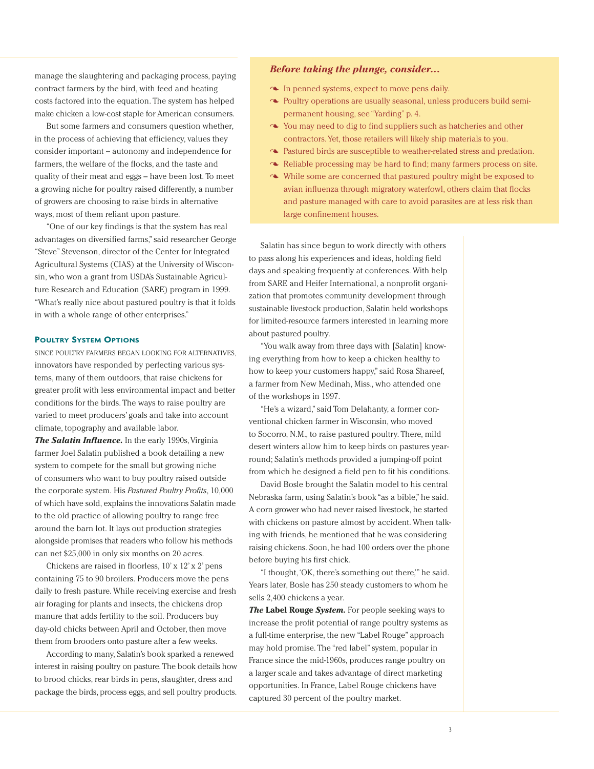manage the slaughtering and packaging process, paying contract farmers by the bird, with feed and heating costs factored into the equation. The system has helped make chicken a low-cost staple for American consumers.

But some farmers and consumers question whether, in the process of achieving that efficiency, values they consider important – autonomy and independence for farmers, the welfare of the flocks, and the taste and quality of their meat and eggs – have been lost. To meet a growing niche for poultry raised differently, a number of growers are choosing to raise birds in alternative ways, most of them reliant upon pasture.

"One of our key findings is that the system has real advantages on diversified farms," said researcher George "Steve" Stevenson, director of the Center for Integrated Agricultural Systems (CIAS) at the University of Wisconsin, who won a grant from USDA's Sustainable Agriculture Research and Education (SARE) program in 1999. "What's really nice about pastured poultry is that it folds in with a whole range of other enterprises."

### Poultry System Options

SINCE POULTRY FARMERS BEGAN LOOKING FOR ALTERNATIVES, innovators have responded by perfecting various systems, many of them outdoors, that raise chickens for greater profit with less environmental impact and better conditions for the birds. The ways to raise poultry are varied to meet producers' goals and take into account climate, topography and available labor.

***The Salatin Influence.*** In the early 1990s, Virginia farmer Joel Salatin published a book detailing a new system to compete for the small but growing niche of consumers who want to buy poultry raised outside the corporate system. His *Pastured Poultry Profits*, 10,000 of which have sold, explains the innovations Salatin made to the old practice of allowing poultry to range free around the barn lot. It lays out production strategies alongside promises that readers who follow his methods can net $25,000 in only six months on 20 acres.

Chickens are raised in floorless, 10' x 12' x 2' pens containing 75 to 90 broilers. Producers move the pens daily to fresh pasture. While receiving exercise and fresh air foraging for plants and insects, the chickens drop manure that adds fertility to the soil. Producers buy day-old chicks between April and October, then move them from brooders onto pasture after a few weeks.

According to many, Salatin's book sparked a renewed interest in raising poultry on pasture. The book details how to brood chicks, rear birds in pens, slaughter, dress and package the birds, process eggs, and sell poultry products.

> ***Before taking the plunge, consider...***
>
> - In penned systems, expect to move pens daily.
> - Poultry operations are usually seasonal, unless producers build semi-permanent housing, see "Yarding" p. 4.
> - You may need to dig to find suppliers such as hatcheries and other contractors. Yet, those retailers will likely ship materials to you.
> - Pastured birds are susceptible to weather-related stress and predation.
> - Reliable processing may be hard to find; many farmers process on site.
> - While some are concerned that pastured poultry might be exposed to avian influenza through migratory waterfowl, others claim that flocks and pasture managed with care to avoid parasites are at less risk than large confinement houses.

Salatin has since begun to work directly with others to pass along his experiences and ideas, holding field days and speaking frequently at conferences. With help from SARE and Heifer International, a nonprofit organization that promotes community development through sustainable livestock production, Salatin held workshops for limited-resource farmers interested in learning more about pastured poultry.

"You walk away from three days with [Salatin] knowing everything from how to keep a chicken healthy to how to keep your customers happy," said Rosa Shareef, a farmer from New Medinah, Miss., who attended one of the workshops in 1997.

"He's a wizard," said Tom Delahanty, a former conventional chicken farmer in Wisconsin, who moved to Socorro, N.M., to raise pastured poultry. There, mild desert winters allow him to keep birds on pastures year-round; Salatin's methods provided a jumping-off point from which he designed a field pen to fit his conditions.

David Bosle brought the Salatin model to his central Nebraska farm, using Salatin's book "as a bible," he said. A corn grower who had never raised livestock, he started with chickens on pasture almost by accident. When talking with friends, he mentioned that he was considering raising chickens. Soon, he had 100 orders over the phone before buying his first chick.

"I thought, 'OK, there's something out there,'" he said. Years later, Bosle has 250 steady customers to whom he sells 2,400 chickens a year.

***The* Label Rouge *System.*** For people seeking ways to increase the profit potential of range poultry systems as a full-time enterprise, the new "Label Rouge" approach may hold promise. The "red label" system, popular in France since the mid-1960s, produces range poultry on a larger scale and takes advantage of direct marketing opportunities. In France, Label Rouge chickens have captured 30 percent of the poultry market.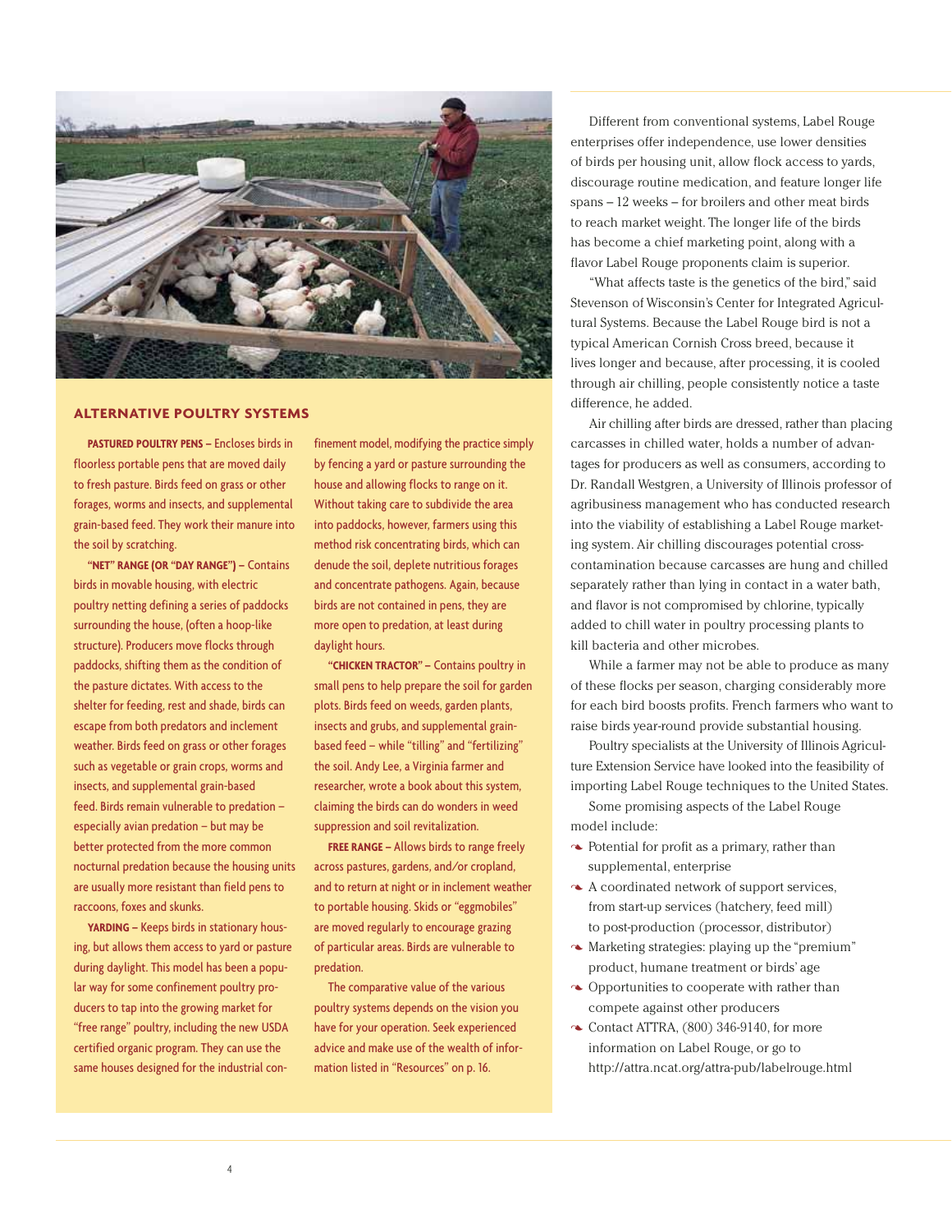## ALTERNATIVE POULTRY SYSTEMS

**PASTURED POULTRY PENS** – Encloses birds in floorless portable pens that are moved daily to fresh pasture. Birds feed on grass or other forages, worms and insects, and supplemental grain-based feed. They work their manure into the soil by scratching.

**"NET" RANGE (OR "DAY RANGE")** – Contains birds in movable housing, with electric poultry netting defining a series of paddocks surrounding the house, (often a hoop-like structure). Producers move flocks through paddocks, shifting them as the condition of the pasture dictates. With access to the shelter for feeding, rest and shade, birds can escape from both predators and inclement weather. Birds feed on grass or other forages such as vegetable or grain crops, worms and insects, and supplemental grain-based feed. Birds remain vulnerable to predation – especially avian predation – but may be better protected from the more common nocturnal predation because the housing units are usually more resistant than field pens to raccoons, foxes and skunks.

**YARDING** – Keeps birds in stationary housing, but allows them access to yard or pasture during daylight. This model has been a popular way for some confinement poultry producers to tap into the growing market for "free range" poultry, including the new USDA certified organic program. They can use the same houses designed for the industrial confinement model, modifying the practice simply by fencing a yard or pasture surrounding the house and allowing flocks to range on it. Without taking care to subdivide the area into paddocks, however, farmers using this method risk concentrating birds, which can denude the soil, deplete nutritious forages and concentrate pathogens. Again, because birds are not contained in pens, they are more open to predation, at least during daylight hours.

**"CHICKEN TRACTOR"** – Contains poultry in small pens to help prepare the soil for garden plots. Birds feed on weeds, garden plants, insects and grubs, and supplemental grain-based feed – while "tilling" and "fertilizing" the soil. Andy Lee, a Virginia farmer and researcher, wrote a book about this system, claiming the birds can do wonders in weed suppression and soil revitalization.

**FREE RANGE** – Allows birds to range freely across pastures, gardens, and/or cropland, and to return at night or in inclement weather to portable housing. Skids or "eggmobiles" are moved regularly to encourage grazing of particular areas. Birds are vulnerable to predation.

The comparative value of the various poultry systems depends on the vision you have for your operation. Seek experienced advice and make use of the wealth of information listed in "Resources" on p. 16.

Different from conventional systems, Label Rouge enterprises offer independence, use lower densities of birds per housing unit, allow flock access to yards, discourage routine medication, and feature longer life spans – 12 weeks – for broilers and other meat birds to reach market weight. The longer life of the birds has become a chief marketing point, along with a flavor Label Rouge proponents claim is superior.

"What affects taste is the genetics of the bird," said Stevenson of Wisconsin's Center for Integrated Agricultural Systems. Because the Label Rouge bird is not a typical American Cornish Cross breed, because it lives longer and because, after processing, it is cooled through air chilling, people consistently notice a taste difference, he added.

Air chilling after birds are dressed, rather than placing carcasses in chilled water, holds a number of advantages for producers as well as consumers, according to Dr. Randall Westgren, a University of Illinois professor of agribusiness management who has conducted research into the viability of establishing a Label Rouge marketing system. Air chilling discourages potential cross-contamination because carcasses are hung and chilled separately rather than lying in contact in a water bath, and flavor is not compromised by chlorine, typically added to chill water in poultry processing plants to kill bacteria and other microbes.

While a farmer may not be able to produce as many of these flocks per season, charging considerably more for each bird boosts profits. French farmers who want to raise birds year-round provide substantial housing.

Poultry specialists at the University of Illinois Agriculture Extension Service have looked into the feasibility of importing Label Rouge techniques to the United States.

Some promising aspects of the Label Rouge model include:

- Potential for profit as a primary, rather than supplemental, enterprise
- A coordinated network of support services, from start-up services (hatchery, feed mill) to post-production (processor, distributor)
- Marketing strategies: playing up the "premium" product, humane treatment or birds' age
- Opportunities to cooperate with rather than compete against other producers
- Contact ATTRA, (800) 346-9140, for more information on Label Rouge, or go to http://attra.ncat.org/attra-pub/labelrouge.html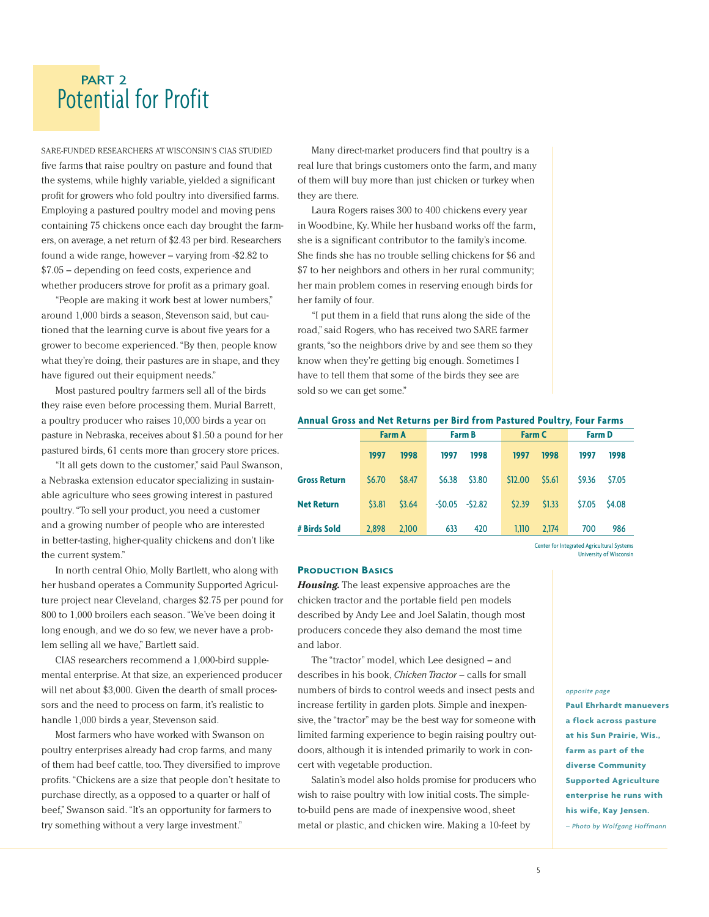## PART 2
# Potential for Profit

SARE-FUNDED RESEARCHERS AT WISCONSIN'S CIAS STUDIED five farms that raise poultry on pasture and found that the systems, while highly variable, yielded a significant profit for growers who fold poultry into diversified farms. Employing a pastured poultry model and moving pens containing 75 chickens once each day brought the farmers, on average, a net return of $2.43 per bird. Researchers found a wide range, however – varying from -$2.82 to $7.05 – depending on feed costs, experience and whether producers strove for profit as a primary goal.

"People are making it work best at lower numbers," around 1,000 birds a season, Stevenson said, but cautioned that the learning curve is about five years for a grower to become experienced. "By then, people know what they're doing, their pastures are in shape, and they have figured out their equipment needs."

Most pastured poultry farmers sell all of the birds they raise even before processing them. Murial Barrett, a poultry producer who raises 10,000 birds a year on pasture in Nebraska, receives about $1.50 a pound for her pastured birds, 61 cents more than grocery store prices.

"It all gets down to the customer," said Paul Swanson, a Nebraska extension educator specializing in sustainable agriculture who sees growing interest in pastured poultry. "To sell your product, you need a customer and a growing number of people who are interested in better-tasting, higher-quality chickens and don't like the current system."

In north central Ohio, Molly Bartlett, who along with her husband operates a Community Supported Agriculture project near Cleveland, charges $2.75 per pound for 800 to 1,000 broilers each season. "We've been doing it long enough, and we do so few, we never have a problem selling all we have," Bartlett said.

CIAS researchers recommend a 1,000-bird supplemental enterprise. At that size, an experienced producer will net about $3,000. Given the dearth of small processors and the need to process on farm, it's realistic to handle 1,000 birds a year, Stevenson said.

Most farmers who have worked with Swanson on poultry enterprises already had crop farms, and many of them had beef cattle, too. They diversified to improve profits. "Chickens are a size that people don't hesitate to purchase directly, as a opposed to a quarter or half of beef," Swanson said. "It's an opportunity for farmers to try something without a very large investment."

Many direct-market producers find that poultry is a real lure that brings customers onto the farm, and many of them will buy more than just chicken or turkey when they are there.

Laura Rogers raises 300 to 400 chickens every year in Woodbine, Ky. While her husband works off the farm, she is a significant contributor to the family's income. She finds she has no trouble selling chickens for $6 and $7 to her neighbors and others in her rural community; her main problem comes in reserving enough birds for her family of four.

"I put them in a field that runs along the side of the road," said Rogers, who has received two SARE farmer grants, "so the neighbors drive by and see them so they know when they're getting big enough. Sometimes I have to tell them that some of the birds they see are sold so we can get some."

**Annual Gross and Net Returns per Bird from Pastured Poultry, Four Farms**

| | Farm A | | Farm B | | Farm C | | Farm D | |
|---|---|---|---|---|---|---|---|---|
| | 1997 | 1998 | 1997 | 1998 | 1997 | 1998 | 1997 | 1998 |
| **Gross Return** | $6.70 | $8.47 | $6.38 | $3.80 | $12.00 | $5.61 | $9.36 | $7.05 |
| **Net Return** | $3.81 | $3.64 | -$0.05 | -$2.82 | $2.39 | $1.33 | $7.05 | $4.08 |
| **# Birds Sold** | 2,898 | 2,100 | 633 | 420 | 1,110 | 2,174 | 700 | 986 |

Center for Integrated Agricultural Systems
University of Wisconsin

### Production Basics

***Housing.*** The least expensive approaches are the chicken tractor and the portable field pen models described by Andy Lee and Joel Salatin, though most producers concede they also demand the most time and labor.

The "tractor" model, which Lee designed – and describes in his book, *Chicken Tractor* – calls for small numbers of birds to control weeds and insect pests and increase fertility in garden plots. Simple and inexpensive, the "tractor" may be the best way for someone with limited farming experience to begin raising poultry outdoors, although it is intended primarily to work in concert with vegetable production.

Salatin's model also holds promise for producers who wish to raise poultry with low initial costs. The simple-to-build pens are made of inexpensive wood, sheet metal or plastic, and chicken wire. Making a 10-feet by

*opposite page*
**Paul Ehrhardt manuevers a flock across pasture at his Sun Prairie, Wis., farm as part of the diverse Community Supported Agriculture enterprise he runs with his wife, Kay Jensen.**
*– Photo by Wolfgang Hoffmann*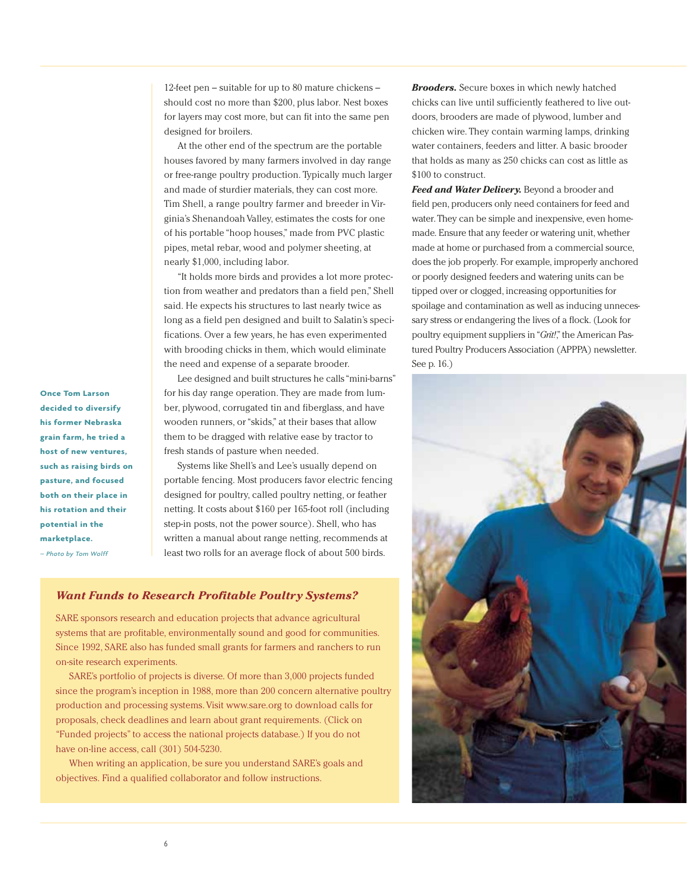12-feet pen – suitable for up to 80 mature chickens – should cost no more than $200, plus labor. Nest boxes for layers may cost more, but can fit into the same pen designed for broilers.

At the other end of the spectrum are the portable houses favored by many farmers involved in day range or free-range poultry production. Typically much larger and made of sturdier materials, they can cost more. Tim Shell, a range poultry farmer and breeder in Virginia's Shenandoah Valley, estimates the costs for one of his portable "hoop houses," made from PVC plastic pipes, metal rebar, wood and polymer sheeting, at nearly $1,000, including labor.

"It holds more birds and provides a lot more protection from weather and predators than a field pen," Shell said. He expects his structures to last nearly twice as long as a field pen designed and built to Salatin's specifications. Over a few years, he has even experimented with brooding chicks in them, which would eliminate the need and expense of a separate brooder.

Lee designed and built structures he calls "mini-barns" for his day range operation. They are made from lumber, plywood, corrugated tin and fiberglass, and have wooden runners, or "skids," at their bases that allow them to be dragged with relative ease by tractor to fresh stands of pasture when needed.

Systems like Shell's and Lee's usually depend on portable fencing. Most producers favor electric fencing designed for poultry, called poultry netting, or feather netting. It costs about $160 per 165-foot roll (including step-in posts, not the power source). Shell, who has written a manual about range netting, recommends at least two rolls for an average flock of about 500 birds.

***Brooders.*** Secure boxes in which newly hatched chicks can live until sufficiently feathered to live outdoors, brooders are made of plywood, lumber and chicken wire. They contain warming lamps, drinking water containers, feeders and litter. A basic brooder that holds as many as 250 chicks can cost as little as $100 to construct.

***Feed and Water Delivery.*** Beyond a brooder and field pen, producers only need containers for feed and water. They can be simple and inexpensive, even homemade. Ensure that any feeder or watering unit, whether made at home or purchased from a commercial source, does the job properly. For example, improperly anchored or poorly designed feeders and watering units can be tipped over or clogged, increasing opportunities for spoilage and contamination as well as inducing unnecessary stress or endangering the lives of a flock. (Look for poultry equipment suppliers in "*Grit!*," the American Pastured Poultry Producers Association (APPPA) newsletter. See p. 16.)

**Once Tom Larson decided to diversify his former Nebraska grain farm, he tried a host of new ventures, such as raising birds on pasture, and focused both on their place in his rotation and their potential in the marketplace.**

*– Photo by Tom Wolff*

### *Want Funds to Research Profitable Poultry Systems?*

SARE sponsors research and education projects that advance agricultural systems that are profitable, environmentally sound and good for communities. Since 1992, SARE also has funded small grants for farmers and ranchers to run on-site research experiments.

SARE's portfolio of projects is diverse. Of more than 3,000 projects funded since the program's inception in 1988, more than 200 concern alternative poultry production and processing systems. Visit www.sare.org to download calls for proposals, check deadlines and learn about grant requirements. (Click on "Funded projects" to access the national projects database.) If you do not have on-line access, call (301) 504-5230.

When writing an application, be sure you understand SARE's goals and objectives. Find a qualified collaborator and follow instructions.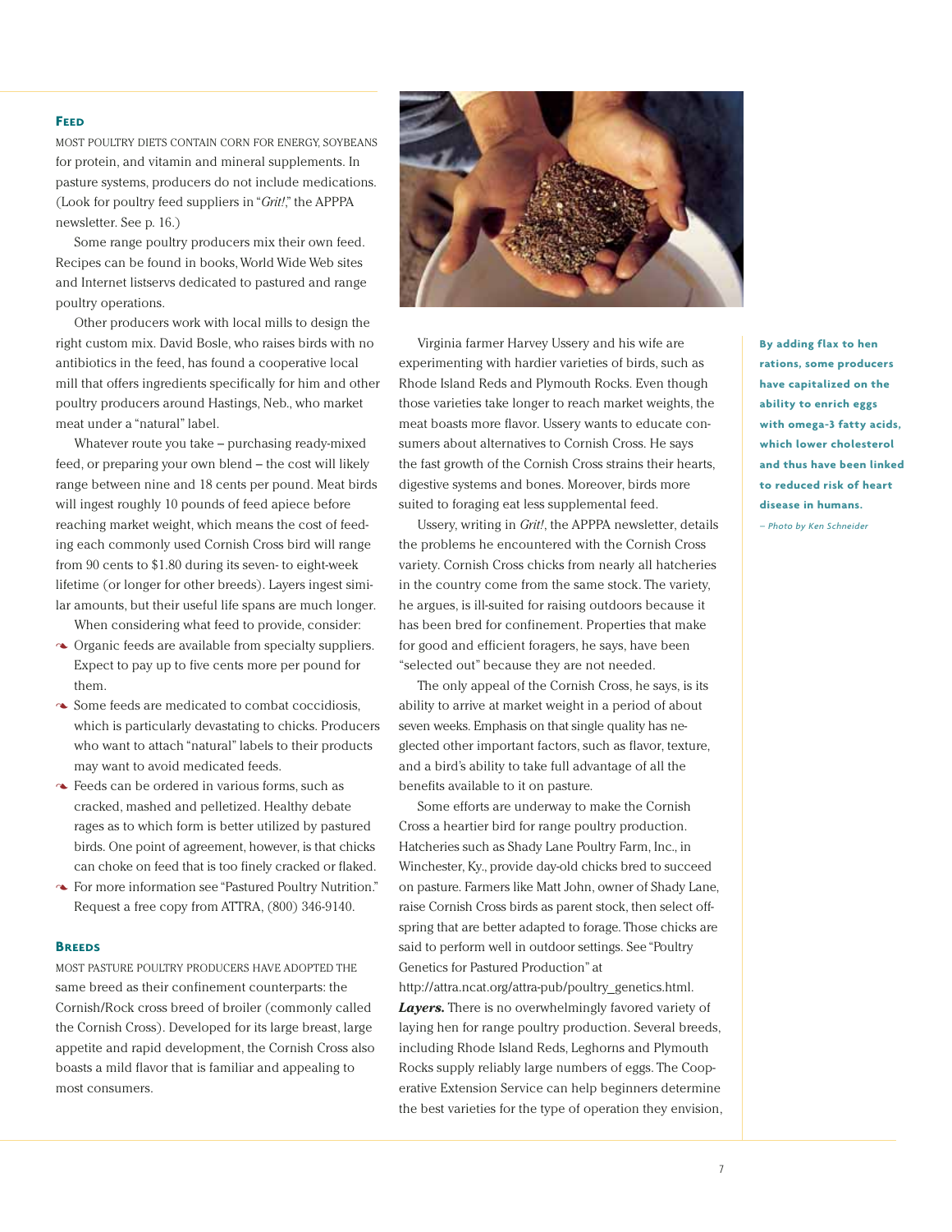## Feed

MOST POULTRY DIETS CONTAIN CORN FOR ENERGY, SOYBEANS for protein, and vitamin and mineral supplements. In pasture systems, producers do not include medications. (Look for poultry feed suppliers in "*Grit!*," the APPPA newsletter. See p. 16.)

Some range poultry producers mix their own feed. Recipes can be found in books, World Wide Web sites and Internet listservs dedicated to pastured and range poultry operations.

Other producers work with local mills to design the right custom mix. David Bosle, who raises birds with no antibiotics in the feed, has found a cooperative local mill that offers ingredients specifically for him and other poultry producers around Hastings, Neb., who market meat under a "natural" label.

Whatever route you take – purchasing ready-mixed feed, or preparing your own blend – the cost will likely range between nine and 18 cents per pound. Meat birds will ingest roughly 10 pounds of feed apiece before reaching market weight, which means the cost of feeding each commonly used Cornish Cross bird will range from 90 cents to $1.80 during its seven- to eight-week lifetime (or longer for other breeds). Layers ingest similar amounts, but their useful life spans are much longer.

When considering what feed to provide, consider:

- Organic feeds are available from specialty suppliers. Expect to pay up to five cents more per pound for them.
- Some feeds are medicated to combat coccidiosis, which is particularly devastating to chicks. Producers who want to attach "natural" labels to their products may want to avoid medicated feeds.
- Feeds can be ordered in various forms, such as cracked, mashed and pelletized. Healthy debate rages as to which form is better utilized by pastured birds. One point of agreement, however, is that chicks can choke on feed that is too finely cracked or flaked.
- For more information see "Pastured Poultry Nutrition." Request a free copy from ATTRA, (800) 346-9140.

## Breeds

MOST PASTURE POULTRY PRODUCERS HAVE ADOPTED THE same breed as their confinement counterparts: the Cornish/Rock cross breed of broiler (commonly called the Cornish Cross). Developed for its large breast, large appetite and rapid development, the Cornish Cross also boasts a mild flavor that is familiar and appealing to most consumers.

Virginia farmer Harvey Ussery and his wife are experimenting with hardier varieties of birds, such as Rhode Island Reds and Plymouth Rocks. Even though those varieties take longer to reach market weights, the meat boasts more flavor. Ussery wants to educate consumers about alternatives to Cornish Cross. He says the fast growth of the Cornish Cross strains their hearts, digestive systems and bones. Moreover, birds more suited to foraging eat less supplemental feed.

Ussery, writing in *Grit!*, the APPPA newsletter, details the problems he encountered with the Cornish Cross variety. Cornish Cross chicks from nearly all hatcheries in the country come from the same stock. The variety, he argues, is ill-suited for raising outdoors because it has been bred for confinement. Properties that make for good and efficient foragers, he says, have been "selected out" because they are not needed.

The only appeal of the Cornish Cross, he says, is its ability to arrive at market weight in a period of about seven weeks. Emphasis on that single quality has neglected other important factors, such as flavor, texture, and a bird's ability to take full advantage of all the benefits available to it on pasture.

Some efforts are underway to make the Cornish Cross a heartier bird for range poultry production. Hatcheries such as Shady Lane Poultry Farm, Inc., in Winchester, Ky., provide day-old chicks bred to succeed on pasture. Farmers like Matt John, owner of Shady Lane, raise Cornish Cross birds as parent stock, then select offspring that are better adapted to forage. Those chicks are said to perform well in outdoor settings. See "Poultry Genetics for Pastured Production" at http://attra.ncat.org/attra-pub/poultry_genetics.html.

***Layers.*** There is no overwhelmingly favored variety of laying hen for range poultry production. Several breeds, including Rhode Island Reds, Leghorns and Plymouth Rocks supply reliably large numbers of eggs. The Cooperative Extension Service can help beginners determine the best varieties for the type of operation they envision,

**By adding flax to hen rations, some producers have capitalized on the ability to enrich eggs with omega-3 fatty acids, which lower cholesterol and thus have been linked to reduced risk of heart disease in humans.**

*– Photo by Ken Schneider*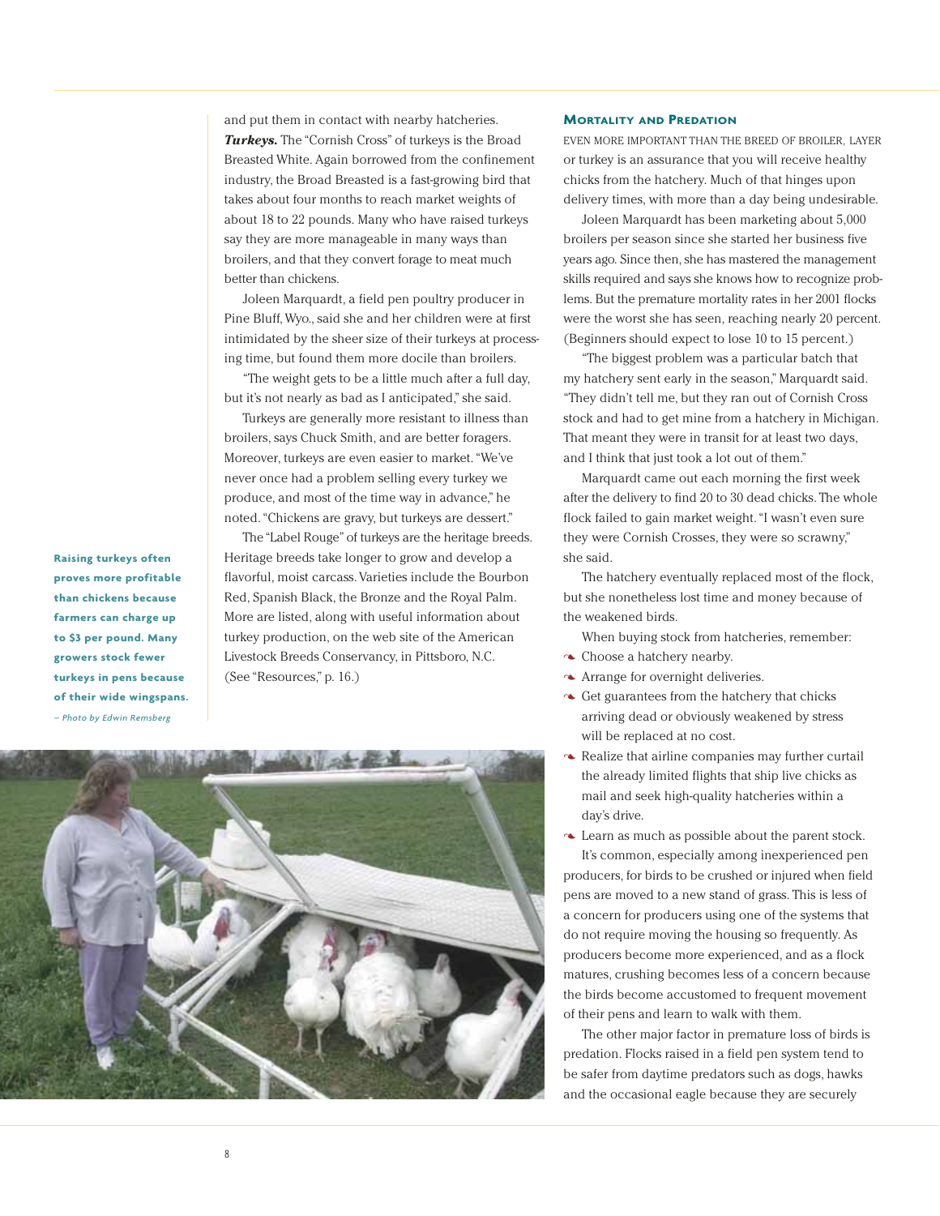and put them in contact with nearby hatcheries.

***Turkeys.*** The "Cornish Cross" of turkeys is the Broad Breasted White. Again borrowed from the confinement industry, the Broad Breasted is a fast-growing bird that takes about four months to reach market weights of about 18 to 22 pounds. Many who have raised turkeys say they are more manageable in many ways than broilers, and that they convert forage to meat much better than chickens.

Joleen Marquardt, a field pen poultry producer in Pine Bluff, Wyo., said she and her children were at first intimidated by the sheer size of their turkeys at processing time, but found them more docile than broilers.

"The weight gets to be a little much after a full day, but it's not nearly as bad as I anticipated," she said.

Turkeys are generally more resistant to illness than broilers, says Chuck Smith, and are better foragers. Moreover, turkeys are even easier to market. "We've never once had a problem selling every turkey we produce, and most of the time way in advance," he noted. "Chickens are gravy, but turkeys are dessert."

The "Label Rouge" of turkeys are the heritage breeds. Heritage breeds take longer to grow and develop a flavorful, moist carcass. Varieties include the Bourbon Red, Spanish Black, the Bronze and the Royal Palm. More are listed, along with useful information about turkey production, on the web site of the American Livestock Breeds Conservancy, in Pittsboro, N.C. (See "Resources," p. 16.)

**Raising turkeys often proves more profitable than chickens because farmers can charge up to $3 per pound. Many growers stock fewer turkeys in pens because of their wide wingspans.**
*– Photo by Edwin Remsberg*

## Mortality and Predation

Even more important than the breed of broiler, layer or turkey is an assurance that you will receive healthy chicks from the hatchery. Much of that hinges upon delivery times, with more than a day being undesirable.

Joleen Marquardt has been marketing about 5,000 broilers per season since she started her business five years ago. Since then, she has mastered the management skills required and says she knows how to recognize problems. But the premature mortality rates in her 2001 flocks were the worst she has seen, reaching nearly 20 percent. (Beginners should expect to lose 10 to 15 percent.)

"The biggest problem was a particular batch that my hatchery sent early in the season," Marquardt said. "They didn't tell me, but they ran out of Cornish Cross stock and had to get mine from a hatchery in Michigan. That meant they were in transit for at least two days, and I think that just took a lot out of them."

Marquardt came out each morning the first week after the delivery to find 20 to 30 dead chicks. The whole flock failed to gain market weight. "I wasn't even sure they were Cornish Crosses, they were so scrawny," she said.

The hatchery eventually replaced most of the flock, but she nonetheless lost time and money because of the weakened birds.

When buying stock from hatcheries, remember:

- Choose a hatchery nearby.
- Arrange for overnight deliveries.
- Get guarantees from the hatchery that chicks arriving dead or obviously weakened by stress will be replaced at no cost.
- Realize that airline companies may further curtail the already limited flights that ship live chicks as mail and seek high-quality hatcheries within a day's drive.
- Learn as much as possible about the parent stock.

It's common, especially among inexperienced pen producers, for birds to be crushed or injured when field pens are moved to a new stand of grass. This is less of a concern for producers using one of the systems that do not require moving the housing so frequently. As producers become more experienced, and as a flock matures, crushing becomes less of a concern because the birds become accustomed to frequent movement of their pens and learn to walk with them.

The other major factor in premature loss of birds is predation. Flocks raised in a field pen system tend to be safer from daytime predators such as dogs, hawks and the occasional eagle because they are securely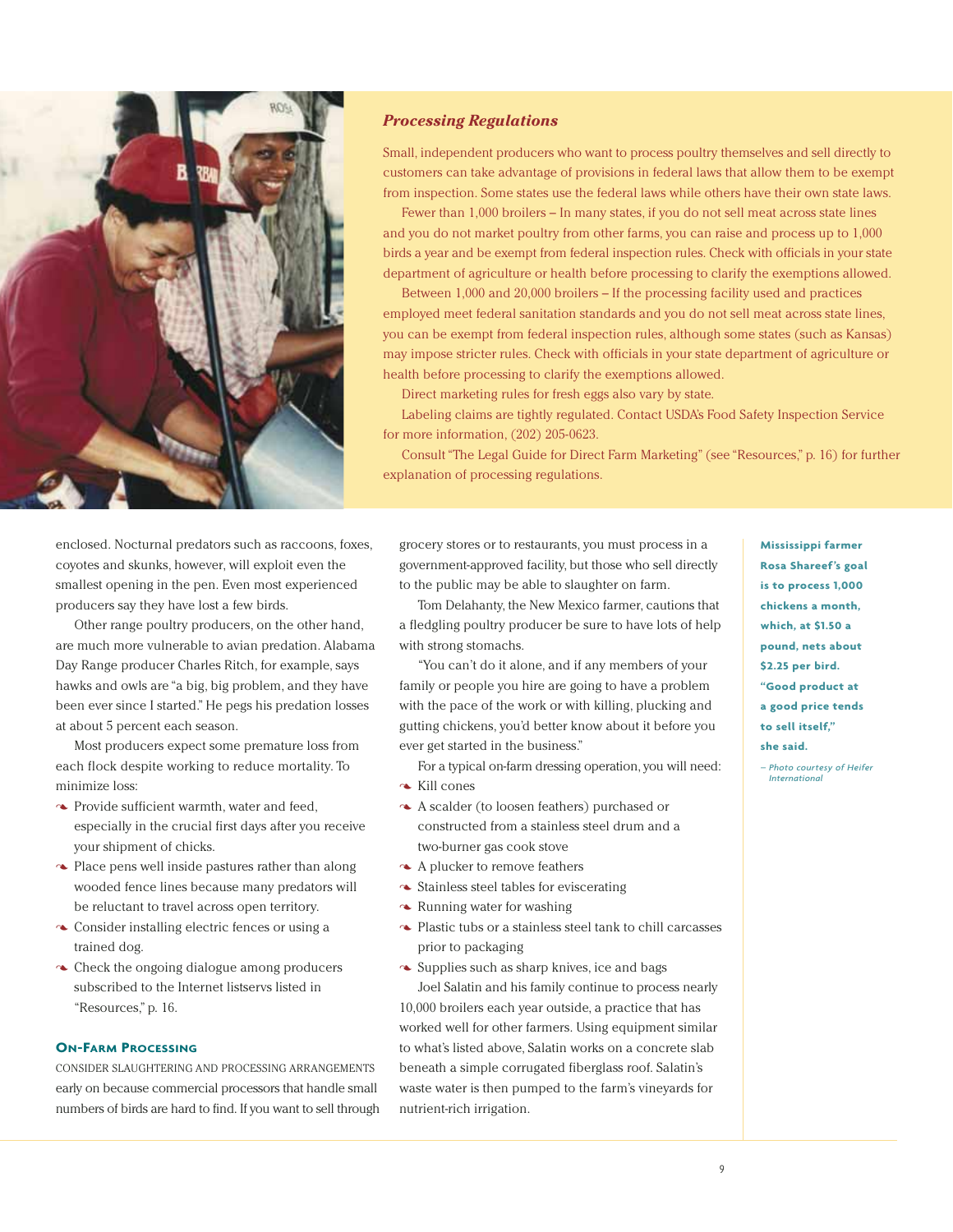### *Processing Regulations*

Small, independent producers who want to process poultry themselves and sell directly to customers can take advantage of provisions in federal laws that allow them to be exempt from inspection. Some states use the federal laws while others have their own state laws.

Fewer than 1,000 broilers – In many states, if you do not sell meat across state lines and you do not market poultry from other farms, you can raise and process up to 1,000 birds a year and be exempt from federal inspection rules. Check with officials in your state department of agriculture or health before processing to clarify the exemptions allowed.

Between 1,000 and 20,000 broilers – If the processing facility used and practices employed meet federal sanitation standards and you do not sell meat across state lines, you can be exempt from federal inspection rules, although some states (such as Kansas) may impose stricter rules. Check with officials in your state department of agriculture or health before processing to clarify the exemptions allowed.

Direct marketing rules for fresh eggs also vary by state.

Labeling claims are tightly regulated. Contact USDA's Food Safety Inspection Service for more information, (202) 205-0623.

Consult "The Legal Guide for Direct Farm Marketing" (see "Resources," p. 16) for further explanation of processing regulations.

enclosed. Nocturnal predators such as raccoons, foxes, coyotes and skunks, however, will exploit even the smallest opening in the pen. Even most experienced producers say they have lost a few birds.

Other range poultry producers, on the other hand, are much more vulnerable to avian predation. Alabama Day Range producer Charles Ritch, for example, says hawks and owls are "a big, big problem, and they have been ever since I started." He pegs his predation losses at about 5 percent each season.

Most producers expect some premature loss from each flock despite working to reduce mortality. To minimize loss:

- Provide sufficient warmth, water and feed, especially in the crucial first days after you receive your shipment of chicks.
- Place pens well inside pastures rather than along wooded fence lines because many predators will be reluctant to travel across open territory.
- Consider installing electric fences or using a trained dog.
- Check the ongoing dialogue among producers subscribed to the Internet listservs listed in "Resources," p. 16.

#### On-Farm Processing

CONSIDER SLAUGHTERING AND PROCESSING ARRANGEMENTS early on because commercial processors that handle small numbers of birds are hard to find. If you want to sell through grocery stores or to restaurants, you must process in a government-approved facility, but those who sell directly to the public may be able to slaughter on farm.

Tom Delahanty, the New Mexico farmer, cautions that a fledgling poultry producer be sure to have lots of help with strong stomachs.

"You can't do it alone, and if any members of your family or people you hire are going to have a problem with the pace of the work or with killing, plucking and gutting chickens, you'd better know about it before you ever get started in the business."

For a typical on-farm dressing operation, you will need:

- Kill cones
- A scalder (to loosen feathers) purchased or constructed from a stainless steel drum and a two-burner gas cook stove
- A plucker to remove feathers
- Stainless steel tables for eviscerating
- Running water for washing
- Plastic tubs or a stainless steel tank to chill carcasses prior to packaging
- Supplies such as sharp knives, ice and bags

Joel Salatin and his family continue to process nearly 10,000 broilers each year outside, a practice that has worked well for other farmers. Using equipment similar to what's listed above, Salatin works on a concrete slab beneath a simple corrugated fiberglass roof. Salatin's waste water is then pumped to the farm's vineyards for nutrient-rich irrigation.

**Mississippi farmer Rosa Shareef's goal is to process 1,000 chickens a month, which, at $1.50 a pound, nets about $2.25 per bird. "Good product at a good price tends to sell itself," she said.**

*– Photo courtesy of Heifer International*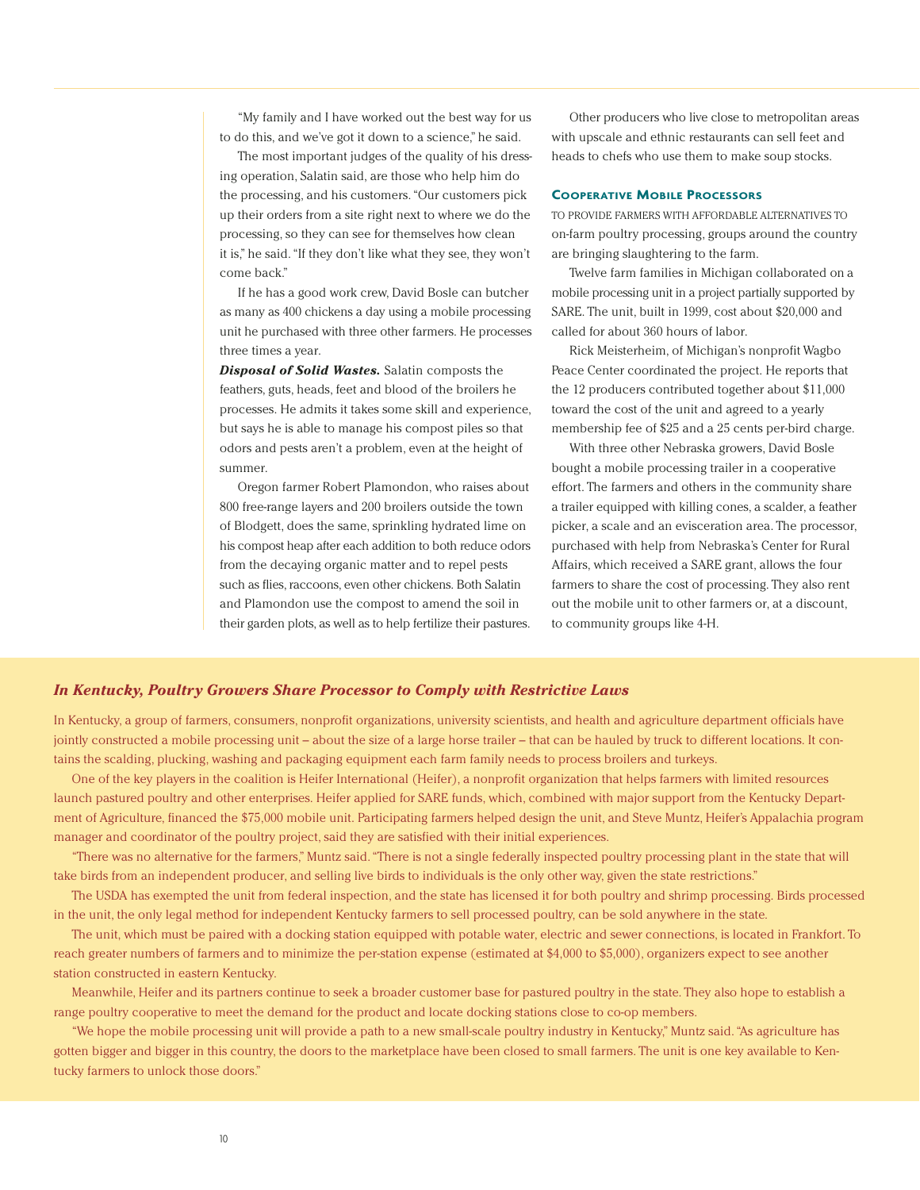"My family and I have worked out the best way for us to do this, and we've got it down to a science," he said.

The most important judges of the quality of his dressing operation, Salatin said, are those who help him do the processing, and his customers. "Our customers pick up their orders from a site right next to where we do the processing, so they can see for themselves how clean it is," he said. "If they don't like what they see, they won't come back."

If he has a good work crew, David Bosle can butcher as many as 400 chickens a day using a mobile processing unit he purchased with three other farmers. He processes three times a year.

***Disposal of Solid Wastes.*** Salatin composts the feathers, guts, heads, feet and blood of the broilers he processes. He admits it takes some skill and experience, but says he is able to manage his compost piles so that odors and pests aren't a problem, even at the height of summer.

Oregon farmer Robert Plamondon, who raises about 800 free-range layers and 200 broilers outside the town of Blodgett, does the same, sprinkling hydrated lime on his compost heap after each addition to both reduce odors from the decaying organic matter and to repel pests such as flies, raccoons, even other chickens. Both Salatin and Plamondon use the compost to amend the soil in their garden plots, as well as to help fertilize their pastures.

Other producers who live close to metropolitan areas with upscale and ethnic restaurants can sell feet and heads to chefs who use them to make soup stocks.

### Cooperative Mobile Processors

To provide farmers with affordable alternatives to on-farm poultry processing, groups around the country are bringing slaughtering to the farm.

Twelve farm families in Michigan collaborated on a mobile processing unit in a project partially supported by SARE. The unit, built in 1999, cost about $20,000 and called for about 360 hours of labor.

Rick Meisterheim, of Michigan's nonprofit Wagbo Peace Center coordinated the project. He reports that the 12 producers contributed together about $11,000 toward the cost of the unit and agreed to a yearly membership fee of $25 and a 25 cents per-bird charge.

With three other Nebraska growers, David Bosle bought a mobile processing trailer in a cooperative effort. The farmers and others in the community share a trailer equipped with killing cones, a scalder, a feather picker, a scale and an evisceration area. The processor, purchased with help from Nebraska's Center for Rural Affairs, which received a SARE grant, allows the four farmers to share the cost of processing. They also rent out the mobile unit to other farmers or, at a discount, to community groups like 4-H.

### *In Kentucky, Poultry Growers Share Processor to Comply with Restrictive Laws*

In Kentucky, a group of farmers, consumers, nonprofit organizations, university scientists, and health and agriculture department officials have jointly constructed a mobile processing unit – about the size of a large horse trailer – that can be hauled by truck to different locations. It contains the scalding, plucking, washing and packaging equipment each farm family needs to process broilers and turkeys.

One of the key players in the coalition is Heifer International (Heifer), a nonprofit organization that helps farmers with limited resources launch pastured poultry and other enterprises. Heifer applied for SARE funds, which, combined with major support from the Kentucky Department of Agriculture, financed the $75,000 mobile unit. Participating farmers helped design the unit, and Steve Muntz, Heifer's Appalachia program manager and coordinator of the poultry project, said they are satisfied with their initial experiences.

"There was no alternative for the farmers," Muntz said. "There is not a single federally inspected poultry processing plant in the state that will take birds from an independent producer, and selling live birds to individuals is the only other way, given the state restrictions."

The USDA has exempted the unit from federal inspection, and the state has licensed it for both poultry and shrimp processing. Birds processed in the unit, the only legal method for independent Kentucky farmers to sell processed poultry, can be sold anywhere in the state.

The unit, which must be paired with a docking station equipped with potable water, electric and sewer connections, is located in Frankfort. To reach greater numbers of farmers and to minimize the per-station expense (estimated at $4,000 to $5,000), organizers expect to see another station constructed in eastern Kentucky.

Meanwhile, Heifer and its partners continue to seek a broader customer base for pastured poultry in the state. They also hope to establish a range poultry cooperative to meet the demand for the product and locate docking stations close to co-op members.

"We hope the mobile processing unit will provide a path to a new small-scale poultry industry in Kentucky," Muntz said. "As agriculture has gotten bigger and bigger in this country, the doors to the marketplace have been closed to small farmers. The unit is one key available to Kentucky farmers to unlock those doors."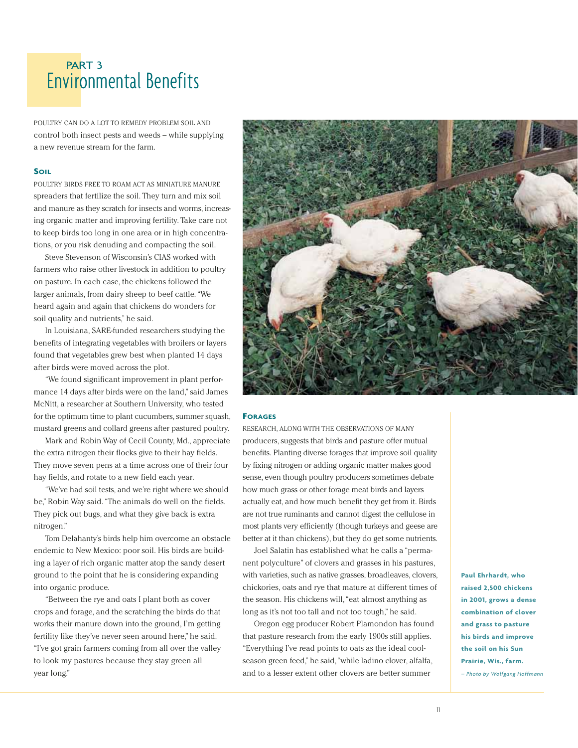# PART 3
# Environmental Benefits

POULTRY CAN DO A LOT TO REMEDY PROBLEM SOIL AND control both insect pests and weeds – while supplying a new revenue stream for the farm.

## Soil

POULTRY BIRDS FREE TO ROAM ACT AS MINIATURE MANURE spreaders that fertilize the soil. They turn and mix soil and manure as they scratch for insects and worms, increasing organic matter and improving fertility. Take care not to keep birds too long in one area or in high concentrations, or you risk denuding and compacting the soil.

Steve Stevenson of Wisconsin's CIAS worked with farmers who raise other livestock in addition to poultry on pasture. In each case, the chickens followed the larger animals, from dairy sheep to beef cattle. "We heard again and again that chickens do wonders for soil quality and nutrients," he said.

In Louisiana, SARE-funded researchers studying the benefits of integrating vegetables with broilers or layers found that vegetables grew best when planted 14 days after birds were moved across the plot.

"We found significant improvement in plant performance 14 days after birds were on the land," said James McNitt, a researcher at Southern University, who tested for the optimum time to plant cucumbers, summer squash, mustard greens and collard greens after pastured poultry.

Mark and Robin Way of Cecil County, Md., appreciate the extra nitrogen their flocks give to their hay fields. They move seven pens at a time across one of their four hay fields, and rotate to a new field each year.

"We've had soil tests, and we're right where we should be," Robin Way said. "The animals do well on the fields. They pick out bugs, and what they give back is extra nitrogen."

Tom Delahanty's birds help him overcome an obstacle endemic to New Mexico: poor soil. His birds are building a layer of rich organic matter atop the sandy desert ground to the point that he is considering expanding into organic produce.

"Between the rye and oats I plant both as cover crops and forage, and the scratching the birds do that works their manure down into the ground, I'm getting fertility like they've never seen around here," he said. "I've got grain farmers coming from all over the valley to look my pastures because they stay green all year long."

## Forages

RESEARCH, ALONG WITH THE OBSERVATIONS OF MANY producers, suggests that birds and pasture offer mutual benefits. Planting diverse forages that improve soil quality by fixing nitrogen or adding organic matter makes good sense, even though poultry producers sometimes debate how much grass or other forage meat birds and layers actually eat, and how much benefit they get from it. Birds are not true ruminants and cannot digest the cellulose in most plants very efficiently (though turkeys and geese are better at it than chickens), but they do get some nutrients.

Joel Salatin has established what he calls a "permanent polyculture" of clovers and grasses in his pastures, with varieties, such as native grasses, broadleaves, clovers, chickories, oats and rye that mature at different times of the season. His chickens will, "eat almost anything as long as it's not too tall and not too tough," he said.

Oregon egg producer Robert Plamondon has found that pasture research from the early 1900s still applies. "Everything I've read points to oats as the ideal cool-season green feed," he said, "while ladino clover, alfalfa, and to a lesser extent other clovers are better summer

**Paul Ehrhardt, who raised 2,500 chickens in 2001, grows a dense combination of clover and grass to pasture his birds and improve the soil on his Sun Prairie, Wis., farm.**

*– Photo by Wolfgang Hoffmann*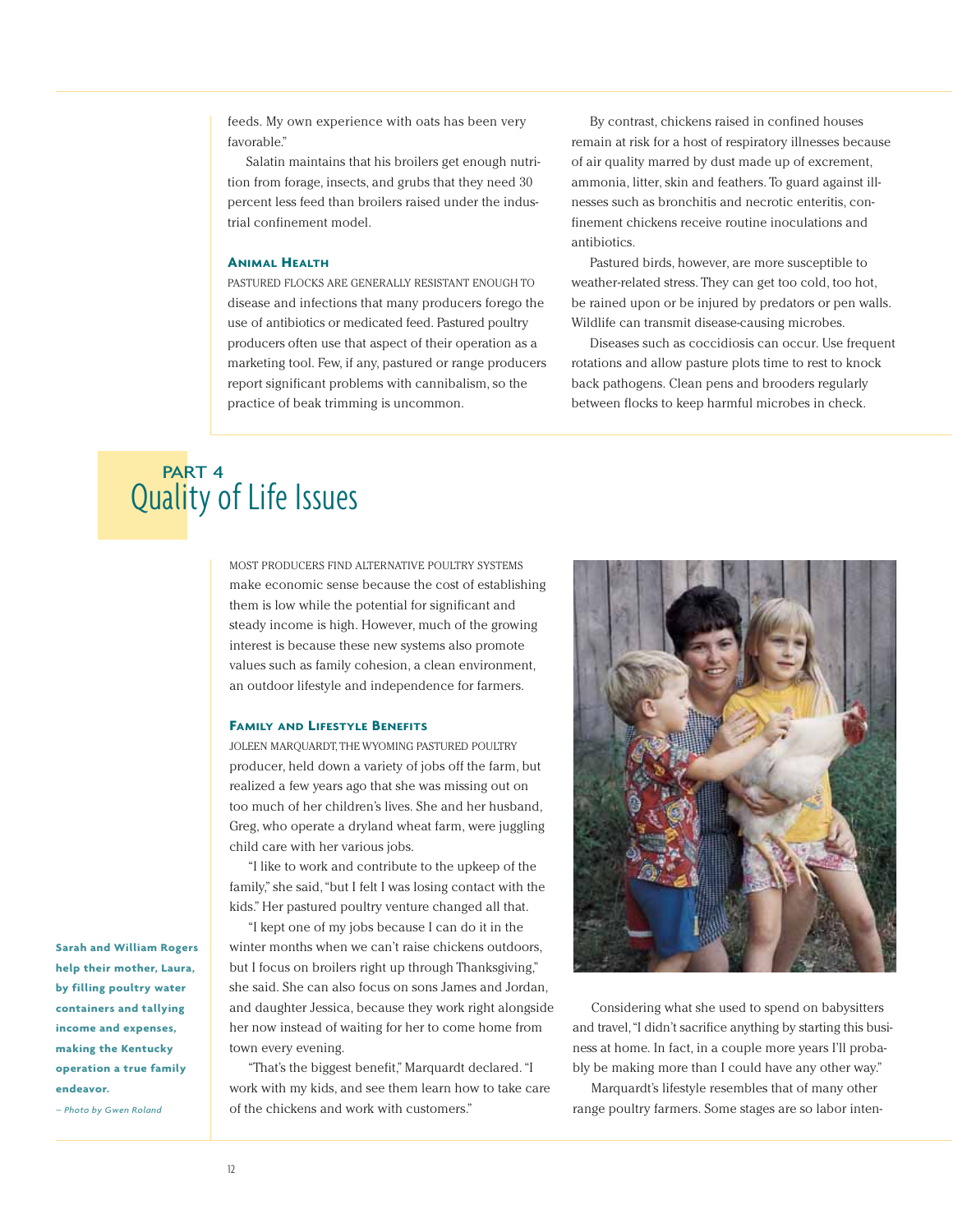feeds. My own experience with oats has been very favorable."

Salatin maintains that his broilers get enough nutrition from forage, insects, and grubs that they need 30 percent less feed than broilers raised under the industrial confinement model.

### Animal Health

PASTURED FLOCKS ARE GENERALLY RESISTANT ENOUGH TO disease and infections that many producers forego the use of antibiotics or medicated feed. Pastured poultry producers often use that aspect of their operation as a marketing tool. Few, if any, pastured or range producers report significant problems with cannibalism, so the practice of beak trimming is uncommon.

By contrast, chickens raised in confined houses remain at risk for a host of respiratory illnesses because of air quality marred by dust made up of excrement, ammonia, litter, skin and feathers. To guard against illnesses such as bronchitis and necrotic enteritis, confinement chickens receive routine inoculations and antibiotics.

Pastured birds, however, are more susceptible to weather-related stress. They can get too cold, too hot, be rained upon or be injured by predators or pen walls. Wildlife can transmit disease-causing microbes.

Diseases such as coccidiosis can occur. Use frequent rotations and allow pasture plots time to rest to knock back pathogens. Clean pens and brooders regularly between flocks to keep harmful microbes in check.

# PART 4 Quality of Life Issues

MOST PRODUCERS FIND ALTERNATIVE POULTRY SYSTEMS make economic sense because the cost of establishing them is low while the potential for significant and steady income is high. However, much of the growing interest is because these new systems also promote values such as family cohesion, a clean environment, an outdoor lifestyle and independence for farmers.

### Family and Lifestyle Benefits

JOLEEN MARQUARDT, THE WYOMING PASTURED POULTRY producer, held down a variety of jobs off the farm, but realized a few years ago that she was missing out on too much of her children's lives. She and her husband, Greg, who operate a dryland wheat farm, were juggling child care with her various jobs.

"I like to work and contribute to the upkeep of the family," she said, "but I felt I was losing contact with the kids." Her pastured poultry venture changed all that.

"I kept one of my jobs because I can do it in the winter months when we can't raise chickens outdoors, but I focus on broilers right up through Thanksgiving," she said. She can also focus on sons James and Jordan, and daughter Jessica, because they work right alongside her now instead of waiting for her to come home from town every evening.

"That's the biggest benefit," Marquardt declared. "I work with my kids, and see them learn how to take care of the chickens and work with customers."

**Sarah and William Rogers help their mother, Laura, by filling poultry water containers and tallying income and expenses, making the Kentucky operation a true family endeavor.**

*– Photo by Gwen Roland*

Considering what she used to spend on babysitters and travel, "I didn't sacrifice anything by starting this business at home. In fact, in a couple more years I'll probably be making more than I could have any other way."

Marquardt's lifestyle resembles that of many other range poultry farmers. Some stages are so labor inten-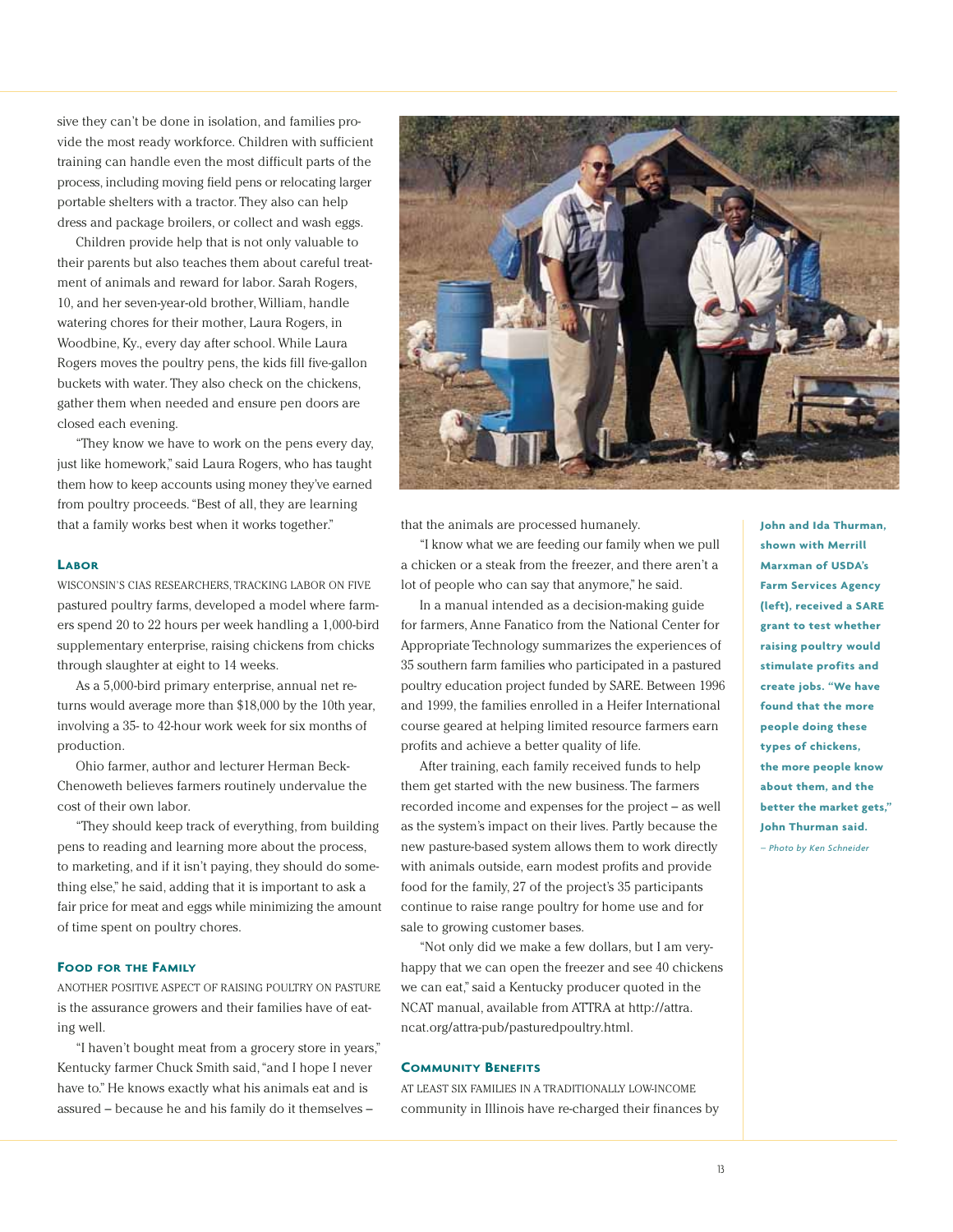sive they can't be done in isolation, and families provide the most ready workforce. Children with sufficient training can handle even the most difficult parts of the process, including moving field pens or relocating larger portable shelters with a tractor. They also can help dress and package broilers, or collect and wash eggs.

Children provide help that is not only valuable to their parents but also teaches them about careful treatment of animals and reward for labor. Sarah Rogers, 10, and her seven-year-old brother, William, handle watering chores for their mother, Laura Rogers, in Woodbine, Ky., every day after school. While Laura Rogers moves the poultry pens, the kids fill five-gallon buckets with water. They also check on the chickens, gather them when needed and ensure pen doors are closed each evening.

"They know we have to work on the pens every day, just like homework," said Laura Rogers, who has taught them how to keep accounts using money they've earned from poultry proceeds. "Best of all, they are learning that a family works best when it works together."

### Labor

WISCONSIN'S CIAS RESEARCHERS, TRACKING LABOR ON FIVE pastured poultry farms, developed a model where farmers spend 20 to 22 hours per week handling a 1,000-bird supplementary enterprise, raising chickens from chicks through slaughter at eight to 14 weeks.

As a 5,000-bird primary enterprise, annual net returns would average more than $18,000 by the 10th year, involving a 35- to 42-hour work week for six months of production.

Ohio farmer, author and lecturer Herman Beck-Chenoweth believes farmers routinely undervalue the cost of their own labor.

"They should keep track of everything, from building pens to reading and learning more about the process, to marketing, and if it isn't paying, they should do something else," he said, adding that it is important to ask a fair price for meat and eggs while minimizing the amount of time spent on poultry chores.

### Food for the Family

ANOTHER POSITIVE ASPECT OF RAISING POULTRY ON PASTURE is the assurance growers and their families have of eating well.

"I haven't bought meat from a grocery store in years," Kentucky farmer Chuck Smith said, "and I hope I never have to." He knows exactly what his animals eat and is assured – because he and his family do it themselves – that the animals are processed humanely.

"I know what we are feeding our family when we pull a chicken or a steak from the freezer, and there aren't a lot of people who can say that anymore," he said.

In a manual intended as a decision-making guide for farmers, Anne Fanatico from the National Center for Appropriate Technology summarizes the experiences of 35 southern farm families who participated in a pastured poultry education project funded by SARE. Between 1996 and 1999, the families enrolled in a Heifer International course geared at helping limited resource farmers earn profits and achieve a better quality of life.

After training, each family received funds to help them get started with the new business. The farmers recorded income and expenses for the project – as well as the system's impact on their lives. Partly because the new pasture-based system allows them to work directly with animals outside, earn modest profits and provide food for the family, 27 of the project's 35 participants continue to raise range poultry for home use and for sale to growing customer bases.

"Not only did we make a few dollars, but I am very-happy that we can open the freezer and see 40 chickens we can eat," said a Kentucky producer quoted in the NCAT manual, available from ATTRA at http://attra.ncat.org/attra-pub/pasturedpoultry.html.

### Community Benefits

AT LEAST SIX FAMILIES IN A TRADITIONALLY LOW-INCOME community in Illinois have re-charged their finances by

**John and Ida Thurman, shown with Merrill Marxman of USDA's Farm Services Agency (left), received a SARE grant to test whether raising poultry would stimulate profits and create jobs. "We have found that the more people doing these types of chickens, the more people know about them, and the better the market gets," John Thurman said.**

*– Photo by Ken Schneider*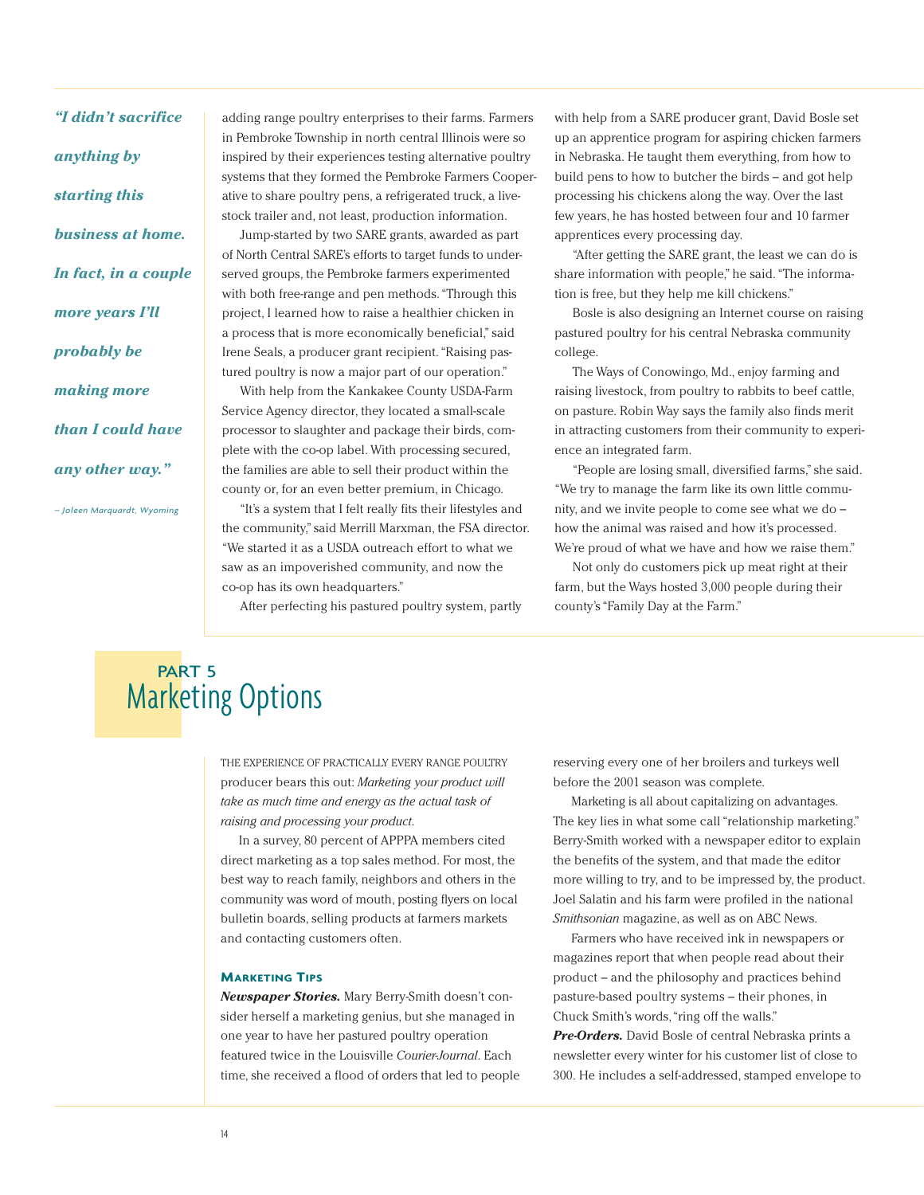> *"I didn't sacrifice anything by starting this business at home. In fact, in a couple more years I'll probably be making more than I could have any other way."*
>
> – Joleen Marquardt, Wyoming

adding range poultry enterprises to their farms. Farmers in Pembroke Township in north central Illinois were so inspired by their experiences testing alternative poultry systems that they formed the Pembroke Farmers Cooperative to share poultry pens, a refrigerated truck, a livestock trailer and, not least, production information.

Jump-started by two SARE grants, awarded as part of North Central SARE's efforts to target funds to underserved groups, the Pembroke farmers experimented with both free-range and pen methods. "Through this project, I learned how to raise a healthier chicken in a process that is more economically beneficial," said Irene Seals, a producer grant recipient. "Raising pastured poultry is now a major part of our operation."

With help from the Kankakee County USDA-Farm Service Agency director, they located a small-scale processor to slaughter and package their birds, complete with the co-op label. With processing secured, the families are able to sell their product within the county or, for an even better premium, in Chicago.

"It's a system that I felt really fits their lifestyles and the community," said Merrill Marxman, the FSA director. "We started it as a USDA outreach effort to what we saw as an impoverished community, and now the co-op has its own headquarters."

After perfecting his pastured poultry system, partly with help from a SARE producer grant, David Bosle set up an apprentice program for aspiring chicken farmers in Nebraska. He taught them everything, from how to build pens to how to butcher the birds – and got help processing his chickens along the way. Over the last few years, he has hosted between four and 10 farmer apprentices every processing day.

"After getting the SARE grant, the least we can do is share information with people," he said. "The information is free, but they help me kill chickens."

Bosle is also designing an Internet course on raising pastured poultry for his central Nebraska community college.

The Ways of Conowingo, Md., enjoy farming and raising livestock, from poultry to rabbits to beef cattle, on pasture. Robin Way says the family also finds merit in attracting customers from their community to experience an integrated farm.

"People are losing small, diversified farms," she said. "We try to manage the farm like its own little community, and we invite people to come see what we do – how the animal was raised and how it's processed. We're proud of what we have and how we raise them."

Not only do customers pick up meat right at their farm, but the Ways hosted 3,000 people during their county's "Family Day at the Farm."

# PART 5 Marketing Options

THE EXPERIENCE OF PRACTICALLY EVERY RANGE POULTRY producer bears this out: *Marketing your product will take as much time and energy as the actual task of raising and processing your product.*

In a survey, 80 percent of APPPA members cited direct marketing as a top sales method. For most, the best way to reach family, neighbors and others in the community was word of mouth, posting flyers on local bulletin boards, selling products at farmers markets and contacting customers often.

### Marketing Tips

***Newspaper Stories.*** Mary Berry-Smith doesn't consider herself a marketing genius, but she managed in one year to have her pastured poultry operation featured twice in the Louisville *Courier-Journal*. Each time, she received a flood of orders that led to people reserving every one of her broilers and turkeys well before the 2001 season was complete.

Marketing is all about capitalizing on advantages. The key lies in what some call "relationship marketing." Berry-Smith worked with a newspaper editor to explain the benefits of the system, and that made the editor more willing to try, and to be impressed by, the product. Joel Salatin and his farm were profiled in the national *Smithsonian* magazine, as well as on ABC News.

Farmers who have received ink in newspapers or magazines report that when people read about their product – and the philosophy and practices behind pasture-based poultry systems – their phones, in Chuck Smith's words, "ring off the walls."

***Pre-Orders.*** David Bosle of central Nebraska prints a newsletter every winter for his customer list of close to 300. He includes a self-addressed, stamped envelope to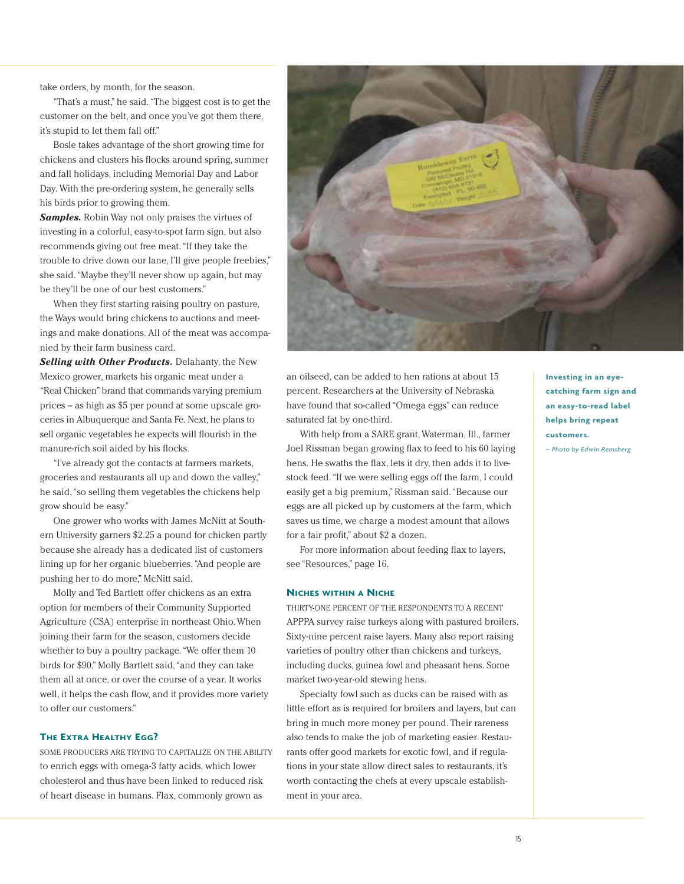take orders, by month, for the season.

"That's a must," he said. "The biggest cost is to get the customer on the belt, and once you've got them there, it's stupid to let them fall off."

Bosle takes advantage of the short growing time for chickens and clusters his flocks around spring, summer and fall holidays, including Memorial Day and Labor Day. With the pre-ordering system, he generally sells his birds prior to growing them.

***Samples.*** Robin Way not only praises the virtues of investing in a colorful, easy-to-spot farm sign, but also recommends giving out free meat. "If they take the trouble to drive down our lane, I'll give people freebies," she said. "Maybe they'll never show up again, but may be they'll be one of our best customers."

When they first starting raising poultry on pasture, the Ways would bring chickens to auctions and meetings and make donations. All of the meat was accompanied by their farm business card.

***Selling with Other Products.*** Delahanty, the New Mexico grower, markets his organic meat under a "Real Chicken" brand that commands varying premium prices – as high as $5 per pound at some upscale groceries in Albuquerque and Santa Fe. Next, he plans to sell organic vegetables he expects will flourish in the manure-rich soil aided by his flocks.

"I've already got the contacts at farmers markets, groceries and restaurants all up and down the valley," he said, "so selling them vegetables the chickens help grow should be easy."

One grower who works with James McNitt at Southern University garners $2.25 a pound for chicken partly because she already has a dedicated list of customers lining up for her organic blueberries. "And people are pushing her to do more," McNitt said.

Molly and Ted Bartlett offer chickens as an extra option for members of their Community Supported Agriculture (CSA) enterprise in northeast Ohio. When joining their farm for the season, customers decide whether to buy a poultry package. "We offer them 10 birds for $90," Molly Bartlett said, "and they can take them all at once, or over the course of a year. It works well, it helps the cash flow, and it provides more variety to offer our customers."

### The Extra Healthy Egg?

SOME PRODUCERS ARE TRYING TO CAPITALIZE ON THE ABILITY to enrich eggs with omega-3 fatty acids, which lower cholesterol and thus have been linked to reduced risk of heart disease in humans. Flax, commonly grown as an oilseed, can be added to hen rations at about 15 percent. Researchers at the University of Nebraska have found that so-called "Omega eggs" can reduce saturated fat by one-third.

With help from a SARE grant, Waterman, Ill., farmer Joel Rissman began growing flax to feed to his 60 laying hens. He swaths the flax, lets it dry, then adds it to livestock feed. "If we were selling eggs off the farm, I could easily get a big premium," Rissman said. "Because our eggs are all picked up by customers at the farm, which saves us time, we charge a modest amount that allows for a fair profit," about $2 a dozen.

For more information about feeding flax to layers, see "Resources," page 16.

**Investing in an eye-catching farm sign and an easy-to-read label helps bring repeat customers.**

*– Photo by Edwin Remsberg*

### Niches within a Niche

THIRTY-ONE PERCENT OF THE RESPONDENTS TO A RECENT APPPA survey raise turkeys along with pastured broilers. Sixty-nine percent raise layers. Many also report raising varieties of poultry other than chickens and turkeys, including ducks, guinea fowl and pheasant hens. Some market two-year-old stewing hens.

Specialty fowl such as ducks can be raised with as little effort as is required for broilers and layers, but can bring in much more money per pound. Their rareness also tends to make the job of marketing easier. Restaurants offer good markets for exotic fowl, and if regulations in your state allow direct sales to restaurants, it's worth contacting the chefs at every upscale establishment in your area.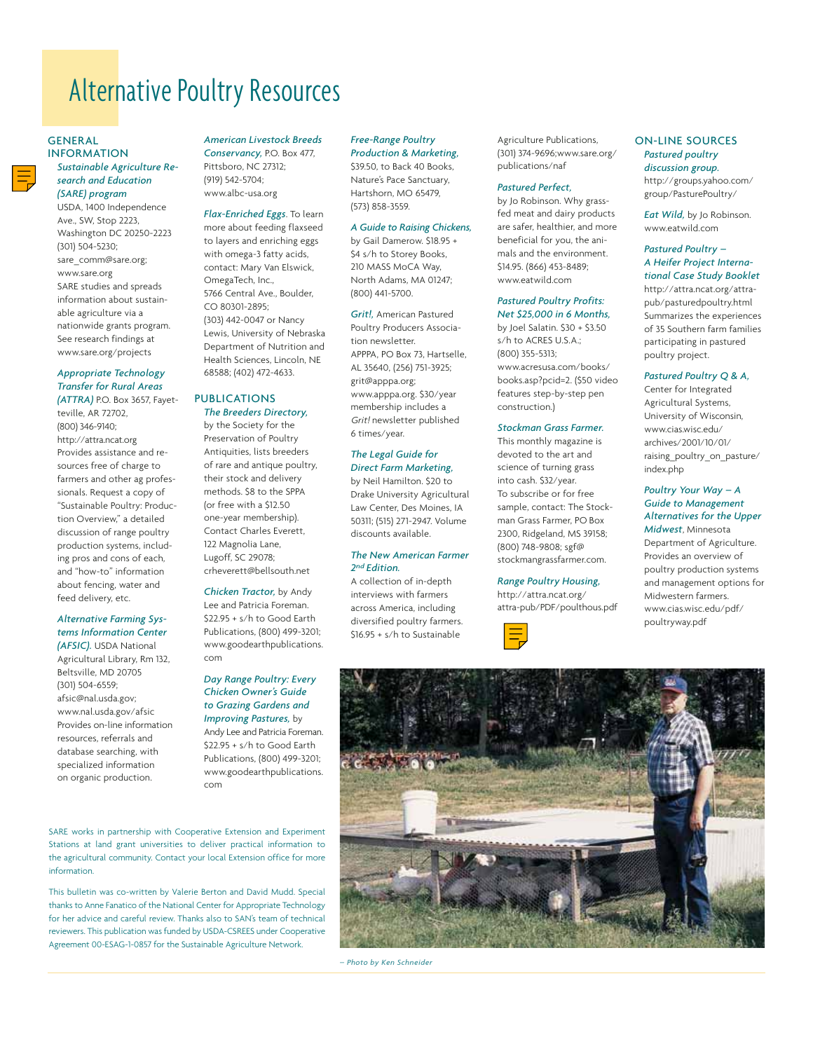# Alternative Poultry Resources

## GENERAL INFORMATION

*Sustainable Agriculture Research and Education (SARE) program*
USDA, 1400 Independence Ave., SW, Stop 2223, Washington DC 20250-2223
(301) 504-5230; sare_comm@sare.org; www.sare.org
SARE studies and spreads information about sustainable agriculture via a nationwide grants program. See research findings at www.sare.org/projects

*Appropriate Technology Transfer for Rural Areas (ATTRA)* P.O. Box 3657, Fayetteville, AR 72702, (800) 346-9140; http://attra.ncat.org
Provides assistance and resources free of charge to farmers and other ag professionals. Request a copy of "Sustainable Poultry: Production Overview," a detailed discussion of range poultry production systems, including pros and cons of each, and "how-to" information about fencing, water and feed delivery, etc.

*Alternative Farming Systems Information Center (AFSIC).* USDA National Agricultural Library, Rm 132, Beltsville, MD 20705 (301) 504-6559; afsic@nal.usda.gov; www.nal.usda.gov/afsic
Provides on-line information resources, referrals and database searching, with specialized information on organic production.

*American Livestock Breeds Conservancy,* P.O. Box 477, Pittsboro, NC 27312; (919) 542-5704; www.albc-usa.org

*Flax-Enriched Eggs.* To learn more about feeding flaxseed to layers and enriching eggs with omega-3 fatty acids, contact: Mary Van Elswick, OmegaTech, Inc., 5766 Central Ave., Boulder, CO 80301-2895; (303) 442-0047 or Nancy Lewis, University of Nebraska Department of Nutrition and Health Sciences, Lincoln, NE 68588; (402) 472-4633.

## PUBLICATIONS

*The Breeders Directory,* by the Society for the Preservation of Poultry Antiquities, lists breeders of rare and antique poultry, their stock and delivery methods. $8 to the SPPA (or free with a $12.50 one-year membership). Contact Charles Everett, 122 Magnolia Lane, Lugoff, SC 29078; crheverett@bellsouth.net

*Chicken Tractor,* by Andy Lee and Patricia Foreman. $22.95 + s/h to Good Earth Publications, (800) 499-3201; www.goodearthpublications.com

*Day Range Poultry: Every Chicken Owner's Guide to Grazing Gardens and Improving Pastures,* by Andy Lee and Patricia Foreman. $22.95 + s/h to Good Earth Publications, (800) 499-3201; www.goodearthpublications.com

*Free-Range Poultry Production & Marketing,* $39.50, to Back 40 Books, Nature's Pace Sanctuary, Hartshorn, MO 65479, (573) 858-3559.

*A Guide to Raising Chickens,* by Gail Damerow. $18.95 + $4 s/h to Storey Books, 210 MASS MoCA Way, North Adams, MA 01247; (800) 441-5700.

*Grit!,* American Pastured Poultry Producers Association newsletter. APPPA, PO Box 73, Hartselle, AL 35640, (256) 751-3925; grit@apppa.org; www.apppa.org. $30/year membership includes a *Grit!* newsletter published 6 times/year.

*The Legal Guide for Direct Farm Marketing,* by Neil Hamilton. $20 to Drake University Agricultural Law Center, Des Moines, IA 50311; (515) 271-2947. Volume discounts available.

*The New American Farmer 2nd Edition.* A collection of in-depth interviews with farmers across America, including diversified poultry farmers. $16.95 + s/h to Sustainable Agriculture Publications, (301) 374-9696; www.sare.org/publications/naf

*Pastured Perfect,* by Jo Robinson. Why grass-fed meat and dairy products are safer, healthier, and more beneficial for you, the animals and the environment. $14.95. (866) 453-8489; www.eatwild.com

*Pastured Poultry Profits: Net $25,000 in 6 Months,* by Joel Salatin. $30 + $3.50 s/h to ACRES U.S.A.; (800) 355-5313; www.acresusa.com/books/books.asp?pcid=2. ($50 video features step-by-step pen construction.)

*Stockman Grass Farmer.* This monthly magazine is devoted to the art and science of turning grass into cash. $32/year. To subscribe or for free sample, contact: The Stockman Grass Farmer, PO Box 2300, Ridgeland, MS 39158; (800) 748-9808; sgf@stockmangrassfarmer.com.

*Range Poultry Housing,* http://attra.ncat.org/attra-pub/PDF/poulthous.pdf

## ON-LINE SOURCES

*Pastured poultry discussion group.* http://groups.yahoo.com/group/PasturePoultry/

*Eat Wild,* by Jo Robinson. www.eatwild.com

*Pastured Poultry – A Heifer Project International Case Study Booklet* http://attra.ncat.org/attra-pub/pasturedpoultry.html Summarizes the experiences of 35 Southern farm families participating in pastured poultry project.

*Pastured Poultry Q & A,* Center for Integrated Agricultural Systems, University of Wisconsin, www.cias.wisc.edu/archives/2001/10/01/raising_poultry_on_pasture/index.php

*Poultry Your Way – A Guide to Management Alternatives for the Upper Midwest*, Minnesota Department of Agriculture. Provides an overview of poultry production systems and management options for Midwestern farmers. www.cias.wisc.edu/pdf/poultryway.pdf

SARE works in partnership with Cooperative Extension and Experiment Stations at land grant universities to deliver practical information to the agricultural community. Contact your local Extension office for more information.

This bulletin was co-written by Valerie Berton and David Mudd. Special thanks to Anne Fanatico of the National Center for Appropriate Technology for her advice and careful review. Thanks also to SAN's team of technical reviewers. This publication was funded by USDA-CSREES under Cooperative Agreement 00-ESAG-1-0857 for the Sustainable Agriculture Network.

*– Photo by Ken Schneider*